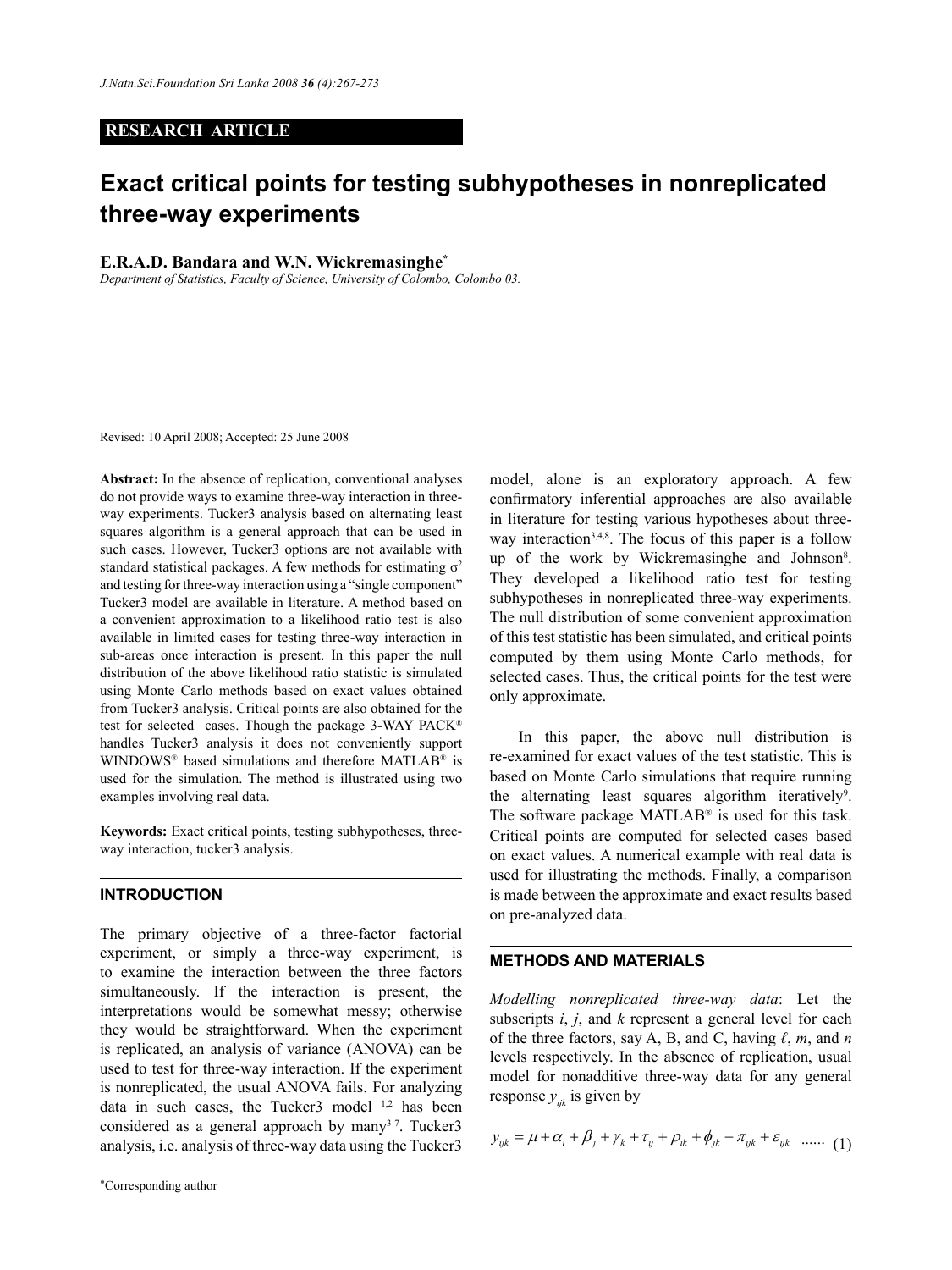RESEARCH ARTICLE

# Exact critical points for testing subhypotheses in nonreplicated three-way experiments

**E.R.A.D. Bandara and W.N. Wickremasinghe***

*Department of Statistics, Faculty of Science, University of Colombo, Colombo 03.*

Revised: 10 April 2008; Accepted: 25 June 2008

**Abstract:** In the absence of replication, conventional analyses do not provide ways to examine three-way interaction in three-way experiments. Tucker3 analysis based on alternating least squares algorithm is a general approach that can be used in such cases. However, Tucker3 options are not available with standard statistical packages. A few methods for estimating $\sigma^2$ and testing for three-way interaction using a "single component" Tucker3 model are available in literature. A method based on a convenient approximation to a likelihood ratio test is also available in limited cases for testing three-way interaction in sub-areas once interaction is present. In this paper the null distribution of the above likelihood ratio statistic is simulated using Monte Carlo methods based on exact values obtained from Tucker3 analysis. Critical points are also obtained for the test for selected cases. Though the package 3-WAY PACK® handles Tucker3 analysis it does not conveniently support WINDOWS® based simulations and therefore MATLAB® is used for the simulation. The method is illustrated using two examples involving real data.

**Keywords:** Exact critical points, testing subhypotheses, three-way interaction, tucker3 analysis.

## INTRODUCTION

The primary objective of a three-factor factorial experiment, or simply a three-way experiment, is to examine the interaction between the three factors simultaneously. If the interaction is present, the interpretations would be somewhat messy; otherwise they would be straightforward. When the experiment is replicated, an analysis of variance (ANOVA) can be used to test for three-way interaction. If the experiment is nonreplicated, the usual ANOVA fails. For analyzing data in such cases, the Tucker3 model [1,2] has been considered as a general approach by many[3-7]. Tucker3 analysis, i.e. analysis of three-way data using the Tucker3 model, alone is an exploratory approach. A few confirmatory inferential approaches are also available in literature for testing various hypotheses about three-way interaction[3,4,8]. The focus of this paper is a follow up of the work by Wickremasinghe and Johnson[8]. They developed a likelihood ratio test for testing subhypotheses in nonreplicated three-way experiments. The null distribution of some convenient approximation of this test statistic has been simulated, and critical points computed by them using Monte Carlo methods, for selected cases. Thus, the critical points for the test were only approximate.

In this paper, the above null distribution is re-examined for exact values of the test statistic. This is based on Monte Carlo simulations that require running the alternating least squares algorithm iteratively[9]. The software package MATLAB® is used for this task. Critical points are computed for selected cases based on exact values. A numerical example with real data is used for illustrating the methods. Finally, a comparison is made between the approximate and exact results based on pre-analyzed data.

## METHODS AND MATERIALS

*Modelling nonreplicated three-way data*: Let the subscripts $i$, $j$, and $k$ represent a general level for each of the three factors, say A, B, and C, having $\ell$, $m$, and $n$ levels respectively. In the absence of replication, usual model for nonadditive three-way data for any general response $y_{ijk}$ is given by

$$y_{ijk} = \mu + \alpha_i + \beta_j + \gamma_k + \tau_{ij} + \rho_{ik} + \phi_{jk} + \pi_{ijk} + \varepsilon_{ijk} \quad ...... \quad (1)$$

*Corresponding author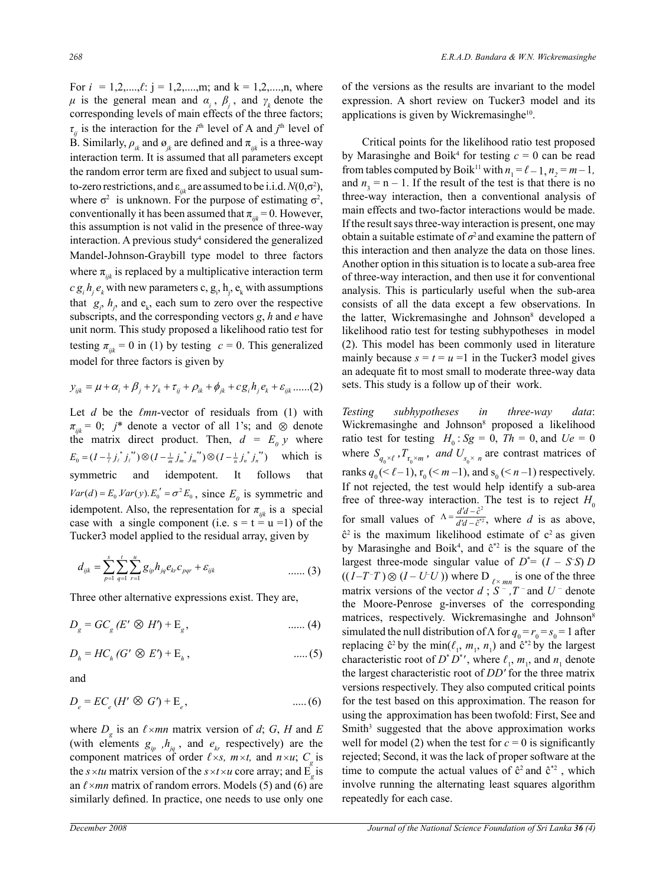For $i = 1,2,....,\ell$: $j = 1,2,....,m$; and $k = 1,2,....,n$, where $\mu$ is the general mean and $\alpha_i$, $\beta_j$, and $\gamma_k$ denote the corresponding levels of main effects of the three factors; $\tau_{ij}$ is the interaction for the $i^{th}$ level of A and $j^{th}$ level of B. Similarly, $\rho_{ik}$ and $\phi_{jk}$ are defined and $\pi_{ijk}$ is a three-way interaction term. It is assumed that all parameters except the random error term are fixed and subject to usual sum-to-zero restrictions, and $\varepsilon_{ijk}$ are assumed to be i.i.d. $N(0,\sigma^2)$, where $\sigma^2$ is unknown. For the purpose of estimating $\sigma^2$, conventionally it has been assumed that $\pi_{ijk} = 0$. However, this assumption is not valid in the presence of three-way interaction. A previous study[4] considered the generalized Mandel-Johnson-Graybill type model to three factors where $\pi_{ijk}$ is replaced by a multiplicative interaction term $c\,g_i\,h_j\,e_k$ with new parameters c, $g_i$, $h_j$, $e_k$ with assumptions that $g_i$, $h_j$, and $e_k$, each sum to zero over the respective subscripts, and the corresponding vectors $g$, $h$ and $e$ have unit norm. This study proposed a likelihood ratio test for testing $\pi_{ijk} = 0$ in (1) by testing $c = 0$. This generalized model for three factors is given by

$$y_{ijk} = \mu + \alpha_i + \beta_j + \gamma_k + \tau_{ij} + \rho_{ik} + \phi_{jk} + c g_i h_j e_k + \varepsilon_{ijk} \quad ......(2)$$

Let $d$ be the $\ell mn$-vector of residuals from (1) with $\pi_{ijk} = 0$; $j^*$ denote a vector of all 1's; and $\otimes$ denote the matrix direct product. Then, $d = E_0\,y$ where $E_0 = (I - \frac{1}{\ell} j_\ell^* j_\ell^{*\prime}) \otimes (I - \frac{1}{m} j_m^* j_m^{*\prime}) \otimes (I - \frac{1}{n} j_n^* j_n^{*\prime})$ which is symmetric and idempotent. It follows that $Var(d) = E_0 . Var(y) . E_0' = \sigma^2 E_0$, since $E_0$ is symmetric and idempotent. Also, the representation for $\pi_{ijk}$ is a special case with a single component (i.e. s = t = u =1) of the Tucker3 model applied to the residual array, given by

$$d_{ijk} = \sum_{p=1}^{s}\sum_{q=1}^{t}\sum_{r=1}^{u} g_{ip} h_{jq} e_{kr} c_{pqr} + \varepsilon_{ijk} \quad ...... (3)$$

Three other alternative expressions exist. They are,

$$D_g = GC_g\,(E' \otimes H') + \mathrm{E}_g, \quad ...... (4)$$

$$D_h = HC_h\,(G' \otimes E') + \mathrm{E}_h, \quad ..... (5)$$

and

$$D_e = EC_e\,(H' \otimes G') + \mathrm{E}_e, \quad ..... (6)$$

where $D_g$ is an $\ell \times mn$ matrix version of $d$; $G$, $H$ and $E$ (with elements $g_{ip}$, $h_{jq}$, and $e_{kr}$ respectively) are the component matrices of order $\ell \times s$, $m \times t$, and $n \times u$; $C_g$ is the $s \times tu$ matrix version of the $s \times t \times u$ core array; and $\mathrm{E}_g$ is an $\ell \times mn$ matrix of random errors. Models (5) and (6) are similarly defined. In practice, one needs to use only one of the versions as the results are invariant to the model expression. A short review on Tucker3 model and its applications is given by Wickremasinghe[10].

Critical points for the likelihood ratio test proposed by Marasinghe and Boik[4] for testing $c = 0$ can be read from tables computed by Boik[11] with $n_1 = \ell - 1$, $n_2 = m - 1$, and $n_3 = n - 1$. If the result of the test is that there is no three-way interaction, then a conventional analysis of main effects and two-factor interactions would be made. If the result says three-way interaction is present, one may obtain a suitable estimate of $\sigma^2$ and examine the pattern of this interaction and then analyze the data on those lines. Another option in this situation is to locate a sub-area free of three-way interaction, and then use it for conventional analysis. This is particularly useful when the sub-area consists of all the data except a few observations. In the latter, Wickremasinghe and Johnson[8] developed a likelihood ratio test for testing subhypotheses in model (2). This model has been commonly used in literature mainly because $s = t = u = 1$ in the Tucker3 model gives an adequate fit to most small to moderate three-way data sets. This study is a follow up of their work.

*Testing subhypotheses in three-way data*: Wickremasinghe and Johnson[8] proposed a likelihood ratio test for testing $H_0 : Sg = 0$, $Th = 0$, and $Ue = 0$ where $S_{q_0 \times \ell}$, $T_{r_0 \times m}$, and $U_{s_0 \times n}$ are contrast matrices of ranks $q_0 (< \ell - 1)$, $r_0 (< m - 1)$, and $s_0 (< n - 1)$ respectively. If not rejected, the test would help identify a sub-area free of three-way interaction. The test is to reject $H_0$ for small values of $\Lambda = \frac{d'd - \hat{c}^2}{d'd - \hat{c}^{*2}}$, where $d$ is as above, $\hat{c}^2$ is the maximum likelihood estimate of $c^2$ as given by Marasinghe and Boik[4], and $\hat{c}^{*2}$ is the square of the largest three-mode singular value of $D^* = (I - S^- S)\,D\,((I - T^- T) \otimes (I - U^- U))$ where $D_{\ell \times mn}$ is one of the three matrix versions of the vector $d$; $S^-$, $T^-$ and $U^-$ denote the Moore-Penrose g-inverses of the corresponding matrices, respectively. Wickremasinghe and Johnson[8] simulated the null distribution of $\Lambda$ for $q_0 = r_0 = s_0 = 1$ after replacing $\hat{c}^2$ by the $\min(\ell_1, m_1, n_1)$ and $\hat{c}^{*2}$ by the largest characteristic root of $D^* D^{*\prime}$, where $\ell_1$, $m_1$, and $n_1$ denote the largest characteristic root of $DD'$ for the three matrix versions respectively. They also computed critical points for the test based on this approximation. The reason for using the approximation has been twofold: First, See and Smith[3] suggested that the above approximation works well for model (2) when the test for $c = 0$ is significantly rejected; Second, it was the lack of proper software at the time to compute the actual values of $\hat{c}^2$ and $\hat{c}^{*2}$, which involve running the alternating least squares algorithm repeatedly for each case.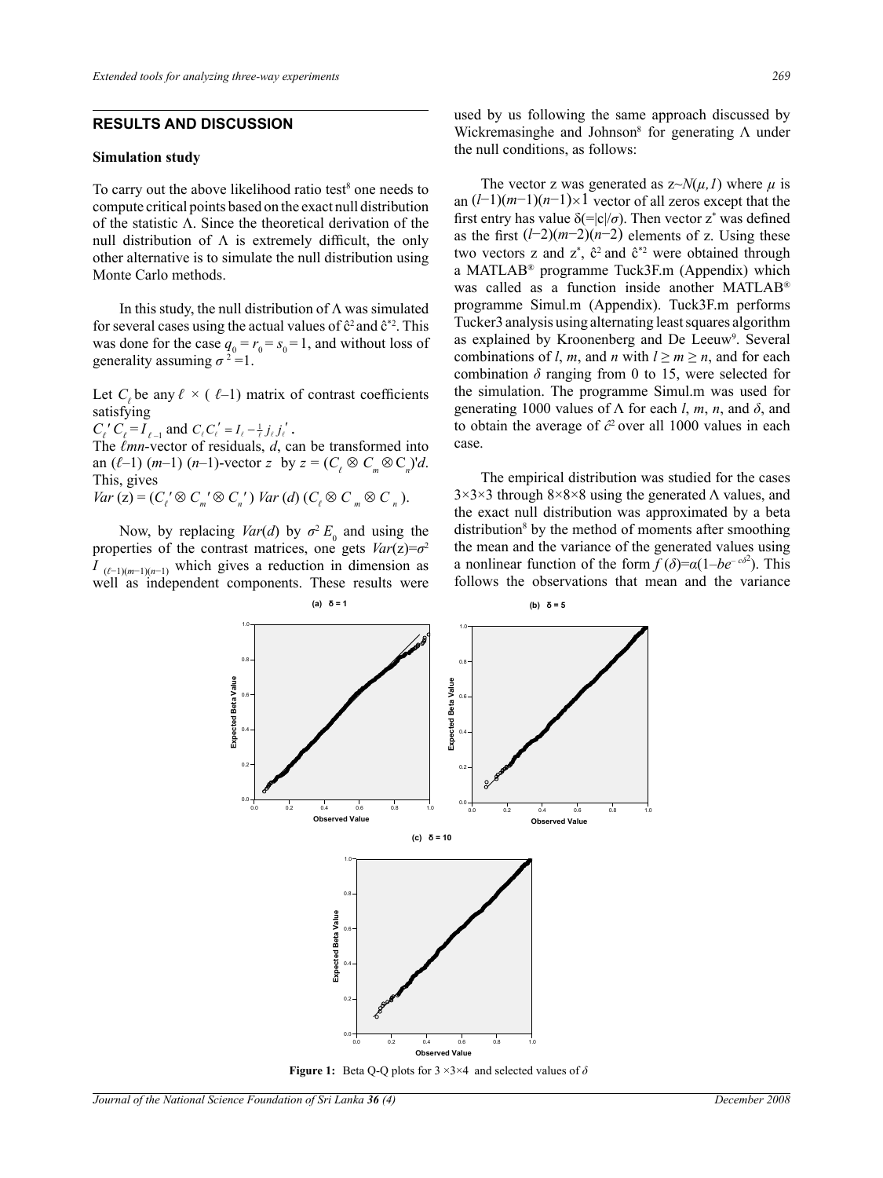## RESULTS AND DISCUSSION

### Simulation study

To carry out the above likelihood ratio test[8] one needs to compute critical points based on the exact null distribution of the statistic $\Lambda$. Since the theoretical derivation of the null distribution of $\Lambda$ is extremely difficult, the only other alternative is to simulate the null distribution using Monte Carlo methods.

In this study, the null distribution of $\Lambda$ was simulated for several cases using the actual values of $\hat{c}^2$ and $\hat{c}^{*2}$. This was done for the case $q_0 = r_0 = s_0 = 1$, and without loss of generality assuming $\sigma^2 = 1$.

Let $C_\ell$ be any $\ell \times (\ell-1)$ matrix of contrast coefficients satisfying

$C_\ell' C_\ell = I_{\ell-1}$ and $C_\ell C_\ell' = I_\ell - \frac{1}{\ell} j_\ell j_\ell'$.

The $\ell mn$-vector of residuals, $d$, can be transformed into an $(\ell-1)(m-1)(n-1)$-vector $z$ by $z = (C_\ell \otimes C_m \otimes C_n)'d$. This, gives

$Var(z) = (C_\ell' \otimes C_m' \otimes C_n') \, Var(d) \, (C_\ell \otimes C_m \otimes C_n)$.

Now, by replacing $Var(d)$ by $\sigma^2 E_0$ and using the properties of the contrast matrices, one gets $Var(z) = \sigma^2 I_{(\ell-1)(m-1)(n-1)}$ which gives a reduction in dimension as well as independent components. These results were used by us following the same approach discussed by Wickremasinghe and Johnson[8] for generating $\Lambda$ under the null conditions, as follows:

The vector z was generated as $z \sim N(\mu, I)$ where $\mu$ is an $(l-1)(m-1)(n-1)\times 1$ vector of all zeros except that the first entry has value $\delta(=|c|/\sigma)$. Then vector $z^*$ was defined as the first $(l-2)(m-2)(n-2)$ elements of z. Using these two vectors z and $z^*$, $\hat{c}^2$ and $\hat{c}^{*2}$ were obtained through a MATLAB® programme Tuck3F.m (Appendix) which was called as a function inside another MATLAB® programme Simul.m (Appendix). Tuck3F.m performs Tucker3 analysis using alternating least squares algorithm as explained by Kroonenberg and De Leeuw[9]. Several combinations of $l$, $m$, and $n$ with $l \geq m \geq n$, and for each combination $\delta$ ranging from 0 to 15, were selected for the simulation. The programme Simul.m was used for generating 1000 values of $\Lambda$ for each $l$, $m$, $n$, and $\delta$, and to obtain the average of $\hat{c}^2$ over all 1000 values in each case.

The empirical distribution was studied for the cases $3\times3\times3$ through $8\times8\times8$ using the generated $\Lambda$ values, and the exact null distribution was approximated by a beta distribution[8] by the method of moments after smoothing the mean and the variance of the generated values using a nonlinear function of the form $f(\delta) = a(1 - be^{-c\delta^2})$. This follows the observations that mean and the variance

**Figure 1:** Beta Q-Q plots for $3\times3\times4$ and selected values of $\delta$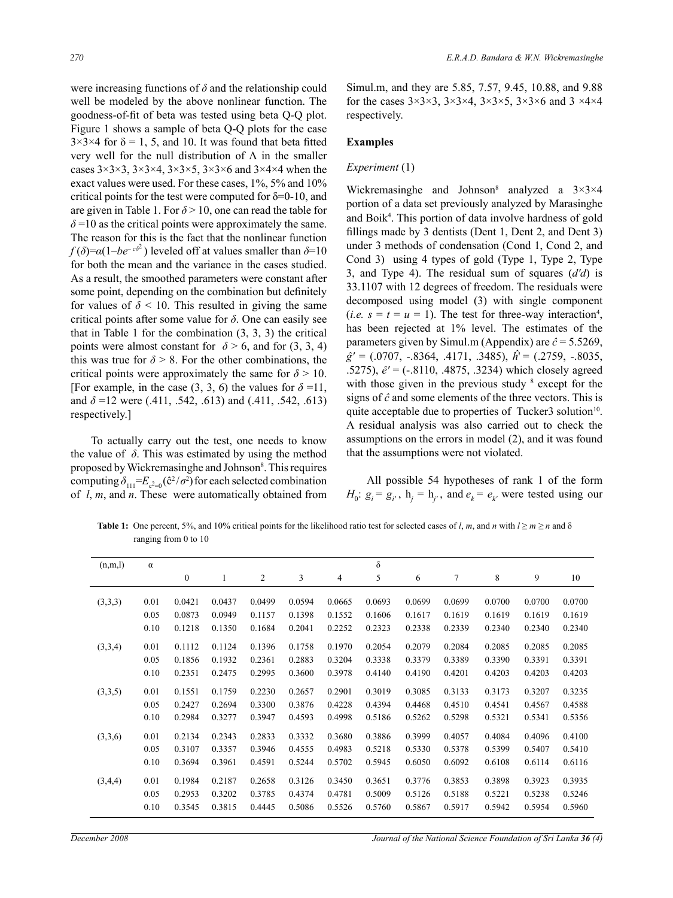were increasing functions of $\delta$ and the relationship could well be modeled by the above nonlinear function. The goodness-of-fit of beta was tested using beta Q-Q plot. Figure 1 shows a sample of beta Q-Q plots for the case 3×3×4 for $\delta$ = 1, 5, and 10. It was found that beta fitted very well for the null distribution of $\Lambda$ in the smaller cases 3×3×3, 3×3×4, 3×3×5, 3×3×6 and 3×4×4 when the exact values were used. For these cases, 1%, 5% and 10% critical points for the test were computed for $\delta$=0-10, and are given in Table 1. For $\delta > 10$, one can read the table for $\delta$ =10 as the critical points were approximately the same. The reason for this is the fact that the nonlinear function $f(\delta)=\alpha(1-be^{-c\delta^2})$ leveled off at values smaller than $\delta$=10 for both the mean and the variance in the cases studied. As a result, the smoothed parameters were constant after some point, depending on the combination but definitely for values of $\delta < 10$. This resulted in giving the same critical points after some value for $\delta$. One can easily see that in Table 1 for the combination (3, 3, 3) the critical points were almost constant for $\delta > 6$, and for (3, 3, 4) this was true for $\delta > 8$. For the other combinations, the critical points were approximately the same for $\delta > 10$. [For example, in the case (3, 3, 6) the values for $\delta$ =11, and $\delta$ =12 were (.411, .542, .613) and (.411, .542, .613) respectively.]

To actually carry out the test, one needs to know the value of $\delta$. This was estimated by using the method proposed by Wickremasinghe and Johnson[8]. This requires computing $\delta_{111}=E_{c^2=0}(\hat{c}^2/\sigma^2)$ for each selected combination of $l$, $m$, and $n$. These were automatically obtained from Simul.m, and they are 5.85, 7.57, 9.45, 10.88, and 9.88 for the cases 3×3×3, 3×3×4, 3×3×5, 3×3×6 and 3 ×4×4 respectively.

**Examples**

*Experiment* (1)

Wickremasinghe and Johnson[8] analyzed a 3×3×4 portion of a data set previously analyzed by Marasinghe and Boik[4]. This portion of data involve hardness of gold fillings made by 3 dentists (Dent 1, Dent 2, and Dent 3) under 3 methods of condensation (Cond 1, Cond 2, and Cond 3) using 4 types of gold (Type 1, Type 2, Type 3, and Type 4). The residual sum of squares ($d'd$) is 33.1107 with 12 degrees of freedom. The residuals were decomposed using model (3) with single component (*i.e.* $s = t = u = 1$). The test for three-way interaction[4], has been rejected at 1% level. The estimates of the parameters given by Simul.m (Appendix) are $\hat{c}$ = 5.5269, $\hat{g}'$ = (.0707, -.8364, .4171, .3485), $\hat{h}'$ = (.2759, -.8035, .5275), $\hat{e}'$ = (-.8110, .4875, .3234) which closely agreed with those given in the previous study [8] except for the signs of $\hat{c}$ and some elements of the three vectors. This is quite acceptable due to properties of Tucker3 solution[10]. A residual analysis was also carried out to check the assumptions on the errors in model (2), and it was found that the assumptions were not violated.

All possible 54 hypotheses of rank 1 of the form $H_0$: $g_i = g_{i'}$, $h_j = h_{j'}$, and $e_k = e_{k'}$ were tested using our

**Table 1:** One percent, 5%, and 10% critical points for the likelihood ratio test for selected cases of $l$, $m$, and $n$ with $l \geq m \geq n$ and $\delta$ ranging from 0 to 10

| (n,m,l) | α | δ | | | | | | | | | | |
|---|---|---|---|---|---|---|---|---|---|---|---|---|
| | | 0 | 1 | 2 | 3 | 4 | 5 | 6 | 7 | 8 | 9 | 10 |
| (3,3,3) | 0.01 | 0.0421 | 0.0437 | 0.0499 | 0.0594 | 0.0665 | 0.0693 | 0.0699 | 0.0699 | 0.0700 | 0.0700 | 0.0700 |
| | 0.05 | 0.0873 | 0.0949 | 0.1157 | 0.1398 | 0.1552 | 0.1606 | 0.1617 | 0.1619 | 0.1619 | 0.1619 | 0.1619 |
| | 0.10 | 0.1218 | 0.1350 | 0.1684 | 0.2041 | 0.2252 | 0.2323 | 0.2338 | 0.2339 | 0.2340 | 0.2340 | 0.2340 |
| (3,3,4) | 0.01 | 0.1112 | 0.1124 | 0.1396 | 0.1758 | 0.1970 | 0.2054 | 0.2079 | 0.2084 | 0.2085 | 0.2085 | 0.2085 |
| | 0.05 | 0.1856 | 0.1932 | 0.2361 | 0.2883 | 0.3204 | 0.3338 | 0.3379 | 0.3389 | 0.3390 | 0.3391 | 0.3391 |
| | 0.10 | 0.2351 | 0.2475 | 0.2995 | 0.3600 | 0.3978 | 0.4140 | 0.4190 | 0.4201 | 0.4203 | 0.4203 | 0.4203 |
| (3,3,5) | 0.01 | 0.1551 | 0.1759 | 0.2230 | 0.2657 | 0.2901 | 0.3019 | 0.3085 | 0.3133 | 0.3173 | 0.3207 | 0.3235 |
| | 0.05 | 0.2427 | 0.2694 | 0.3300 | 0.3876 | 0.4228 | 0.4394 | 0.4468 | 0.4510 | 0.4541 | 0.4567 | 0.4588 |
| | 0.10 | 0.2984 | 0.3277 | 0.3947 | 0.4593 | 0.4998 | 0.5186 | 0.5262 | 0.5298 | 0.5321 | 0.5341 | 0.5356 |
| (3,3,6) | 0.01 | 0.2134 | 0.2343 | 0.2833 | 0.3332 | 0.3680 | 0.3886 | 0.3999 | 0.4057 | 0.4084 | 0.4096 | 0.4100 |
| | 0.05 | 0.3107 | 0.3357 | 0.3946 | 0.4555 | 0.4983 | 0.5218 | 0.5330 | 0.5378 | 0.5399 | 0.5407 | 0.5410 |
| | 0.10 | 0.3694 | 0.3961 | 0.4591 | 0.5244 | 0.5702 | 0.5945 | 0.6050 | 0.6092 | 0.6108 | 0.6114 | 0.6116 |
| (3,4,4) | 0.01 | 0.1984 | 0.2187 | 0.2658 | 0.3126 | 0.3450 | 0.3651 | 0.3776 | 0.3853 | 0.3898 | 0.3923 | 0.3935 |
| | 0.05 | 0.2953 | 0.3202 | 0.3785 | 0.4374 | 0.4781 | 0.5009 | 0.5126 | 0.5188 | 0.5221 | 0.5238 | 0.5246 |
| | 0.10 | 0.3545 | 0.3815 | 0.4445 | 0.5086 | 0.5526 | 0.5760 | 0.5867 | 0.5917 | 0.5942 | 0.5954 | 0.5960 |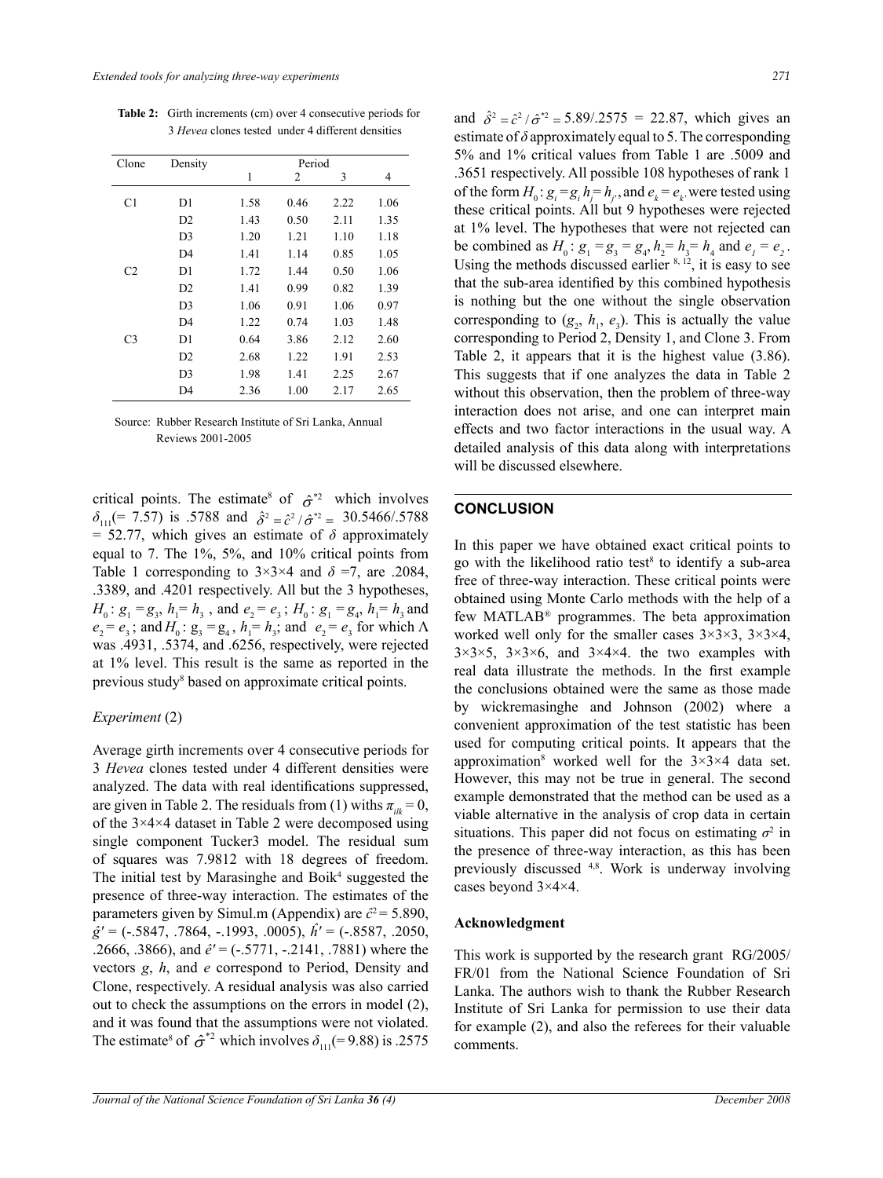**Table 2:** Girth increments (cm) over 4 consecutive periods for 3 *Hevea* clones tested under 4 different densities

| Clone | Density | Period | | | |
|---|---|---|---|---|---|
| | | 1 | 2 | 3 | 4 |
| C1 | D1 | 1.58 | 0.46 | 2.22 | 1.06 |
| | D2 | 1.43 | 0.50 | 2.11 | 1.35 |
| | D3 | 1.20 | 1.21 | 1.10 | 1.18 |
| | D4 | 1.41 | 1.14 | 0.85 | 1.05 |
| C2 | D1 | 1.72 | 1.44 | 0.50 | 1.06 |
| | D2 | 1.41 | 0.99 | 0.82 | 1.39 |
| | D3 | 1.06 | 0.91 | 1.06 | 0.97 |
| | D4 | 1.22 | 0.74 | 1.03 | 1.48 |
| C3 | D1 | 0.64 | 3.86 | 2.12 | 2.60 |
| | D2 | 2.68 | 1.22 | 1.91 | 2.53 |
| | D3 | 1.98 | 1.41 | 2.25 | 2.67 |
| | D4 | 2.36 | 1.00 | 2.17 | 2.65 |

Source: Rubber Research Institute of Sri Lanka, Annual Reviews 2001-2005

critical points. The estimate[8] of $\hat{\sigma}^{*2}$ which involves $\delta_{111}$(= 7.57) is .5788 and $\hat{\delta}^2 = \hat{c}^2 / \hat{\sigma}^{*2} =$ 30.5466/.5788 = 52.77, which gives an estimate of $\delta$ approximately equal to 7. The 1%, 5%, and 10% critical points from Table 1 corresponding to 3×3×4 and $\delta$ =7, are .2084, .3389, and .4201 respectively. All but the 3 hypotheses, $H_0: g_1 = g_3,\ h_1 = h_3$ , and $e_2 = e_3$ ; $H_0: g_1 = g_4,\ h_1 = h_3$ and $e_2 = e_3$ ; and $H_0: g_3 = g_4,\ h_1 = h_3$; and $e_2 = e_3$ for which $\Lambda$ was .4931, .5374, and .6256, respectively, were rejected at 1% level. This result is the same as reported in the previous study[8] based on approximate critical points.

*Experiment* (2)

Average girth increments over 4 consecutive periods for 3 *Hevea* clones tested under 4 different densities were analyzed. The data with real identifications suppressed, are given in Table 2. The residuals from (1) with $\pi_{ijk} = 0$, of the 3×4×4 dataset in Table 2 were decomposed using single component Tucker3 model. The residual sum of squares was 7.9812 with 18 degrees of freedom. The initial test by Marasinghe and Boik[4] suggested the presence of three-way interaction. The estimates of the parameters given by Simul.m (Appendix) are $\hat{c}^2 = 5.890$, $\hat{g}'$ = (-.5847, .7864, -.1993, .0005), $\hat{h}'$ = (-.8587, .2050, .2666, .3866), and $\hat{e}'$ = (-.5771, -.2141, .7881) where the vectors $g$, $h$, and $e$ correspond to Period, Density and Clone, respectively. A residual analysis was also carried out to check the assumptions on the errors in model (2), and it was found that the assumptions were not violated. The estimate[8] of $\hat{\sigma}^{*2}$ which involves $\delta_{111}$(= 9.88) is .2575 and $\hat{\delta}^2 = \hat{c}^2 / \hat{\sigma}^{*2} = 5.89/.2575$ = 22.87, which gives an estimate of $\delta$ approximately equal to 5. The corresponding 5% and 1% critical values from Table 1 are .5009 and .3651 respectively. All possible 108 hypotheses of rank 1 of the form $H_0: g_i = g_{i'}\ h_j = h_{j'}$, and $e_k = e_{k'}$ were tested using these critical points. All but 9 hypotheses were rejected at 1% level. The hypotheses that were not rejected can be combined as $H_0: g_1 = g_3 = g_4, h_2 = h_3 = h_4$ and $e_1 = e_2$. Using the methods discussed earlier [8, 12], it is easy to see that the sub-area identified by this combined hypothesis is nothing but the one without the single observation corresponding to ($g_2$, $h_1$, $e_3$). This is actually the value corresponding to Period 2, Density 1, and Clone 3. From Table 2, it appears that it is the highest value (3.86). This suggests that if one analyzes the data in Table 2 without this observation, then the problem of three-way interaction does not arise, and one can interpret main effects and two factor interactions in the usual way. A detailed analysis of this data along with interpretations will be discussed elsewhere.

## CONCLUSION

In this paper we have obtained exact critical points to go with the likelihood ratio test[8] to identify a sub-area free of three-way interaction. These critical points were obtained using Monte Carlo methods with the help of a few MATLAB® programmes. The beta approximation worked well only for the smaller cases 3×3×3, 3×3×4, 3×3×5, 3×3×6, and 3×4×4. the two examples with real data illustrate the methods. In the first example the conclusions obtained were the same as those made by wickremasinghe and Johnson (2002) where a convenient approximation of the test statistic has been used for computing critical points. It appears that the approximation[8] worked well for the 3×3×4 data set. However, this may not be true in general. The second example demonstrated that the method can be used as a viable alternative in the analysis of crop data in certain situations. This paper did not focus on estimating $\sigma^2$ in the presence of three-way interaction, as this has been previously discussed [4,8]. Work is underway involving cases beyond 3×4×4.

### Acknowledgment

This work is supported by the research grant RG/2005/FR/01 from the National Science Foundation of Sri Lanka. The authors wish to thank the Rubber Research Institute of Sri Lanka for permission to use their data for example (2), and also the referees for their valuable comments.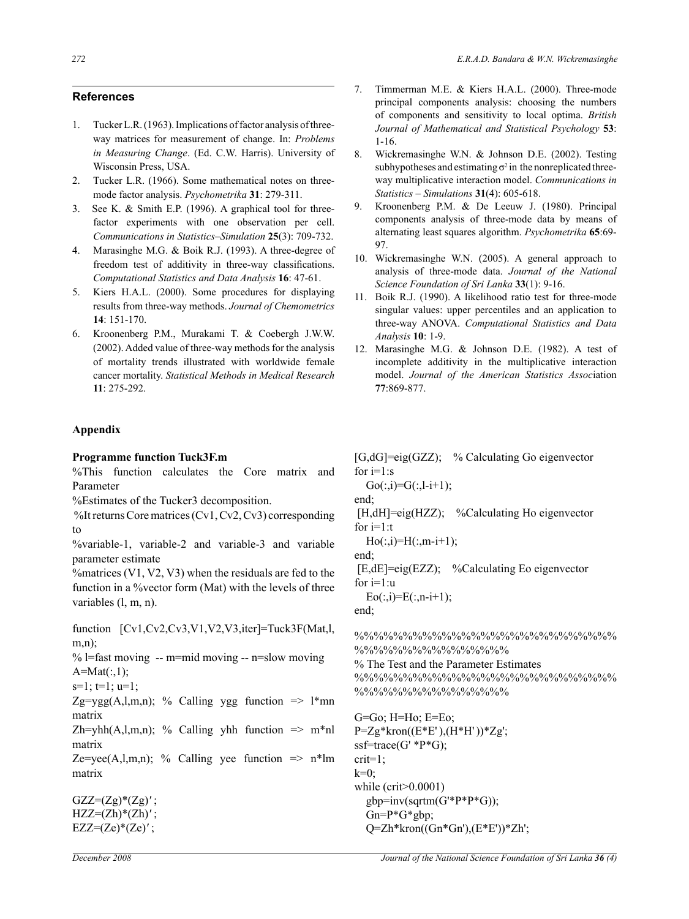## References

1. Tucker L.R. (1963). Implications of factor analysis of three-way matrices for measurement of change. In: *Problems in Measuring Change*. (Ed. C.W. Harris). University of Wisconsin Press, USA.
2. Tucker L.R. (1966). Some mathematical notes on three-mode factor analysis. *Psychometrika* **31**: 279-311.
3. See K. & Smith E.P. (1996). A graphical tool for three-factor experiments with one observation per cell. *Communications in Statistics–Simulation* **25**(3): 709-732.
4. Marasinghe M.G. & Boik R.J. (1993). A three-degree of freedom test of additivity in three-way classifications. *Computational Statistics and Data Analysis* **16**: 47-61.
5. Kiers H.A.L. (2000). Some procedures for displaying results from three-way methods. *Journal of Chemometrics* **14**: 151-170.
6. Kroonenberg P.M., Murakami T. & Coebergh J.W.W. (2002). Added value of three-way methods for the analysis of mortality trends illustrated with worldwide female cancer mortality. *Statistical Methods in Medical Research* **11**: 275-292.
7. Timmerman M.E. & Kiers H.A.L. (2000). Three-mode principal components analysis: choosing the numbers of components and sensitivity to local optima. *British Journal of Mathematical and Statistical Psychology* **53**: 1-16.
8. Wickremasinghe W.N. & Johnson D.E. (2002). Testing subhypotheses and estimating $\sigma^2$ in the nonreplicated three-way multiplicative interaction model. *Communications in Statistics – Simulations* **31**(4): 605-618.
9. Kroonenberg P.M. & De Leeuw J. (1980). Principal components analysis of three-mode data by means of alternating least squares algorithm. *Psychometrika* **65**:69-97.
10. Wickremasinghe W.N. (2005). A general approach to analysis of three-mode data. *Journal of the National Science Foundation of Sri Lanka* **33**(1): 9-16.
11. Boik R.J. (1990). A likelihood ratio test for three-mode singular values: upper percentiles and an application to three-way ANOVA. *Computational Statistics and Data Analysis* **10**: 1-9.
12. Marasinghe M.G. & Johnson D.E. (1982). A test of incomplete additivity in the multiplicative interaction model. *Journal of the American Statistics Association* **77**:869-877.

## Appendix

### Programme function Tuck3F.m

```
%This function calculates the Core matrix and Parameter
%Estimates of the Tucker3 decomposition.
%It returns Core matrices (Cv1, Cv2, Cv3) corresponding to
%variable-1, variable-2 and variable-3 and variable parameter estimate
%matrices (V1, V2, V3) when the residuals are fed to the function in a %vector form (Mat) with the levels of three variables (l, m, n).

function [Cv1,Cv2,Cv3,V1,V2,V3,iter]=Tuck3F(Mat,l,m,n);
% l=fast moving -- m=mid moving -- n=slow moving
A=Mat(:,1);
s=1; t=1; u=1;
Zg=ygg(A,l,m,n); % Calling ygg function => l*mn matrix
Zh=yhh(A,l,m,n); % Calling yhh function => m*nl matrix
Ze=yee(A,l,m,n); % Calling yee function => n*lm matrix

GZZ=(Zg)*(Zg)′;
HZZ=(Zh)*(Zh)′;
EZZ=(Ze)*(Ze)′;

[G,dG]=eig(GZZ); % Calculating Go eigenvector
for i=1:s
  Go(:,i)=G(:,l-i+1);
end;
 [H,dH]=eig(HZZ); %Calculating Ho eigenvector
for i=1:t
  Ho(:,i)=H(:,m-i+1);
end;
 [E,dE]=eig(EZZ); %Calculating Eo eigenvector
for i=1:u
  Eo(:,i)=E(:,n-i+1);
end;

%%%%%%%%%%%%%%%%%%%%%%%%%%%%%%%%%%%%%%%%%%%%
% The Test and the Parameter Estimates
%%%%%%%%%%%%%%%%%%%%%%%%%%%%%%%%%%%%%%%%%%%%

G=Go; H=Ho; E=Eo;
P=Zg*kron((E*E'),(H*H'))*Zg';
ssf=trace(G'*P*G);
crit=1;
k=0;
while (crit>0.0001)
  gbp=inv(sqrtm(G'*P*P*G));
  Gn=P*G*gbp;
  Q=Zh*kron((Gn*Gn'),(E*E'))*Zh';
```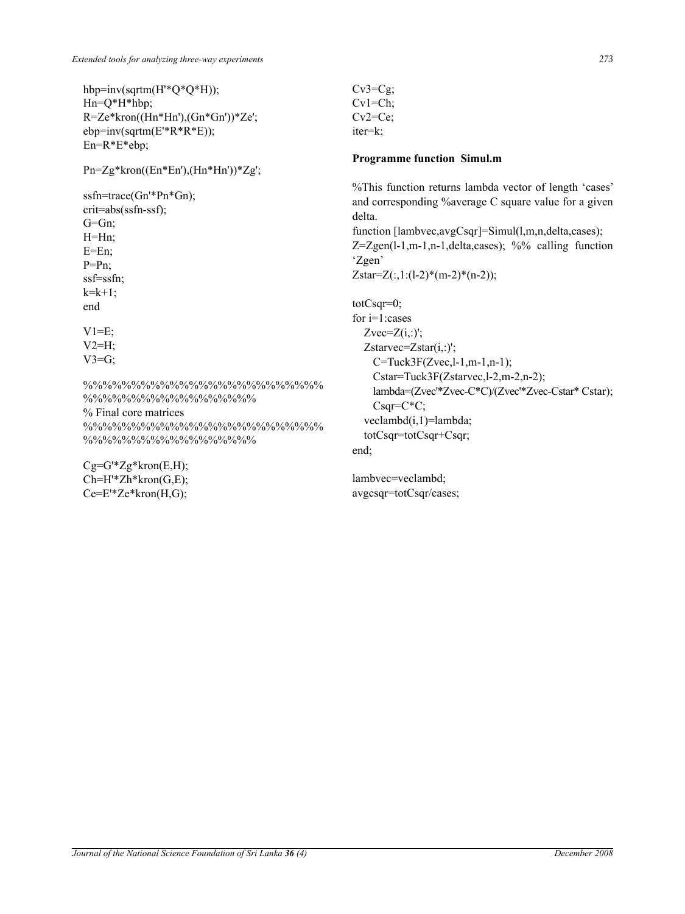```
hbp=inv(sqrtm(H'*Q*Q*H));
Hn=Q*H*hbp;
R=Ze*kron((Hn*Hn'),(Gn*Gn'))*Ze';
ebp=inv(sqrtm(E'*R*R*E));
En=R*E*ebp;

Pn=Zg*kron((En*En'),(Hn*Hn'))*Zg';

ssfn=trace(Gn'*Pn*Gn);
crit=abs(ssfn-ssf);
G=Gn;
H=Hn;
E=En;
P=Pn;
ssf=ssfn;
k=k+1;
end

V1=E;
V2=H;
V3=G;

%%%%%%%%%%%%%%%%%%%%%%%%%%%%%%%%%%%%%%%%%%%%%%%%
% Final core matrices
%%%%%%%%%%%%%%%%%%%%%%%%%%%%%%%%%%%%%%%%%%%%%%%%

Cg=G'*Zg*kron(E,H);
Ch=H'*Zh*kron(G,E);
Ce=E'*Ze*kron(H,G);
Cv3=Cg;
Cv1=Ch;
Cv2=Ce;
iter=k;
```

**Programme function Simul.m**

```
%This function returns lambda vector of length 'cases' and corresponding %average C square value for a given delta.
function [lambvec,avgCsqr]=Simul(l,m,n,delta,cases);
Z=Zgen(l-1,m-1,n-1,delta,cases); %% calling function 'Zgen'
Zstar=Z(:,1:(l-2)*(m-2)*(n-2));

totCsqr=0;
for i=1:cases
   Zvec=Z(i,:)';
   Zstarvec=Zstar(i,:)';
     C=Tuck3F(Zvec,l-1,m-1,n-1);
     Cstar=Tuck3F(Zstarvec,l-2,m-2,n-2);
     lambda=(Zvec'*Zvec-C*C)/(Zvec'*Zvec-Cstar* Cstar);
     Csqr=C*C;
   veclambd(i,1)=lambda;
   totCsqr=totCsqr+Csqr;
end;

lambvec=veclambd;
avgcsqr=totCsqr/cases;
```